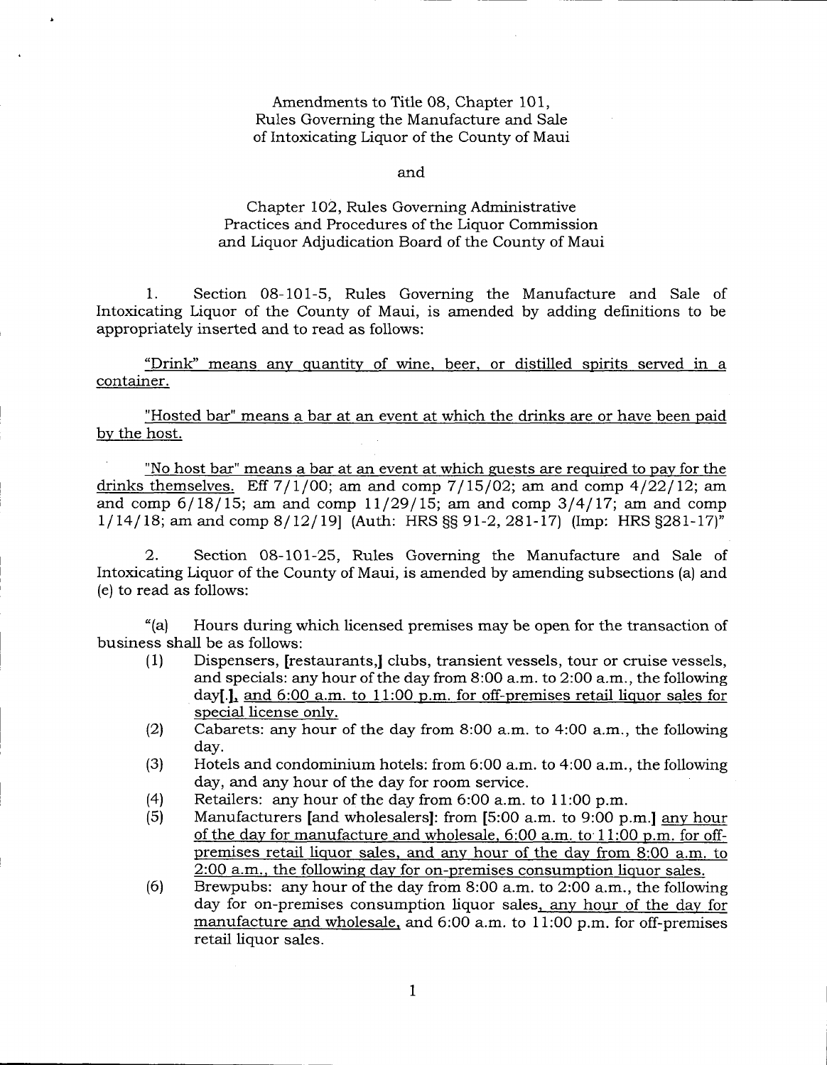Amendments to Title 08, Chapter 101,
Rules Governing the Manufacture and Sale
of Intoxicating Liquor of the County of Maui

and

Chapter 102, Rules Governing Administrative
Practices and Procedures of the Liquor Commission
and Liquor Adjudication Board of the County of Maui

1. Section 08-101-5, Rules Governing the Manufacture and Sale of Intoxicating Liquor of the County of Maui, is amended by adding definitions to be appropriately inserted and to read as follows:

<u>"Drink" means any quantity of wine, beer, or distilled spirits served in a container.</u>

<u>"Hosted bar" means a bar at an event at which the drinks are or have been paid by the host.</u>

<u>"No host bar" means a bar at an event at which guests are required to pay for the drinks themselves.</u> Eff 7/1/00; am and comp 7/15/02; am and comp 4/22/12; am and comp 6/18/15; am and comp 11/29/15; am and comp 3/4/17; am and comp 1/14/18; am and comp 8/12/19] (Auth: HRS §§ 91-2, 281-17) (Imp: HRS §281-17)"

2. Section 08-101-25, Rules Governing the Manufacture and Sale of Intoxicating Liquor of the County of Maui, is amended by amending subsections (a) and (e) to read as follows:

"(a) Hours during which licensed premises may be open for the transaction of business shall be as follows:

(1) Dispensers, [restaurants,] clubs, transient vessels, tour or cruise vessels, and specials: any hour of the day from 8:00 a.m. to 2:00 a.m., the following day[.]<u>, and 6:00 a.m. to 11:00 p.m. for off-premises retail liquor sales for special license only.</u>

(2) Cabarets: any hour of the day from 8:00 a.m. to 4:00 a.m., the following day.

(3) Hotels and condominium hotels: from 6:00 a.m. to 4:00 a.m., the following day, and any hour of the day for room service.

(4) Retailers: any hour of the day from 6:00 a.m. to 11:00 p.m.

(5) Manufacturers [and wholesalers]: from [5:00 a.m. to 9:00 p.m.] <u>any hour of the day for manufacture and wholesale, 6:00 a.m. to 11:00 p.m. for off-premises retail liquor sales, and any hour of the day from 8:00 a.m. to 2:00 a.m., the following day for on-premises consumption liquor sales.</u>

(6) Brewpubs: any hour of the day from 8:00 a.m. to 2:00 a.m., the following day for on-premises consumption liquor sales<u>, any hour of the day for manufacture and wholesale,</u> and 6:00 a.m. to 11:00 p.m. for off-premises retail liquor sales.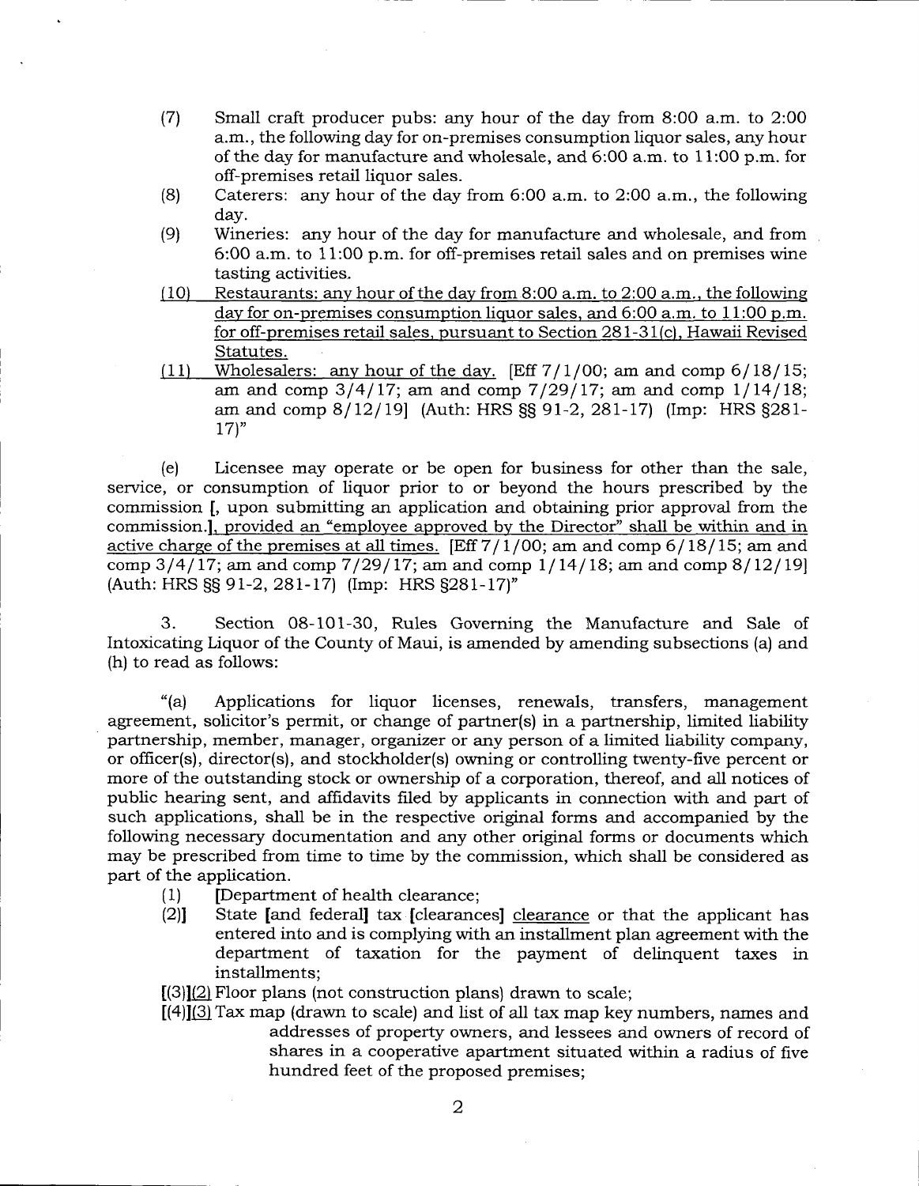(7) Small craft producer pubs: any hour of the day from 8:00 a.m. to 2:00 a.m., the following day for on-premises consumption liquor sales, any hour of the day for manufacture and wholesale, and 6:00 a.m. to 11:00 p.m. for off-premises retail liquor sales.

(8) Caterers: any hour of the day from 6:00 a.m. to 2:00 a.m., the following day.

(9) Wineries: any hour of the day for manufacture and wholesale, and from 6:00 a.m. to 11:00 p.m. for off-premises retail sales and on premises wine tasting activities.

<u>(10) Restaurants: any hour of the day from 8:00 a.m. to 2:00 a.m., the following day for on-premises consumption liquor sales, and 6:00 a.m. to 11:00 p.m. for off-premises retail sales, pursuant to Section 281-31(c), Hawaii Revised Statutes.</u>

<u>(11) Wholesalers: any hour of the day.</u> [Eff 7/1/00; am and comp 6/18/15; am and comp 3/4/17; am and comp 7/29/17; am and comp 1/14/18; am and comp 8/12/19] (Auth: HRS §§ 91-2, 281-17) (Imp: HRS §281-17)"

(e) Licensee may operate or be open for business for other than the sale, service, or consumption of liquor prior to or beyond the hours prescribed by the commission [, upon submitting an application and obtaining prior approval from the commission.]<u>, provided an "employee approved by the Director" shall be within and in active charge of the premises at all times.</u> [Eff 7/1/00; am and comp 6/18/15; am and comp 3/4/17; am and comp 7/29/17; am and comp 1/14/18; am and comp 8/12/19] (Auth: HRS §§ 91-2, 281-17) (Imp: HRS §281-17)"

3. Section 08-101-30, Rules Governing the Manufacture and Sale of Intoxicating Liquor of the County of Maui, is amended by amending subsections (a) and (h) to read as follows:

"(a) Applications for liquor licenses, renewals, transfers, management agreement, solicitor's permit, or change of partner(s) in a partnership, limited liability partnership, member, manager, organizer or any person of a limited liability company, or officer(s), director(s), and stockholder(s) owning or controlling twenty-five percent or more of the outstanding stock or ownership of a corporation, thereof, and all notices of public hearing sent, and affidavits filed by applicants in connection with and part of such applications, shall be in the respective original forms and accompanied by the following necessary documentation and any other original forms or documents which may be prescribed from time to time by the commission, which shall be considered as part of the application.

(1) [Department of health clearance;

(2)] State [and federal] tax [clearances] <u>clearance</u> or that the applicant has entered into and is complying with an installment plan agreement with the department of taxation for the payment of delinquent taxes in installments;

[(3)]<u>(2)</u> Floor plans (not construction plans) drawn to scale;

[(4)]<u>(3)</u> Tax map (drawn to scale) and list of all tax map key numbers, names and addresses of property owners, and lessees and owners of record of shares in a cooperative apartment situated within a radius of five hundred feet of the proposed premises;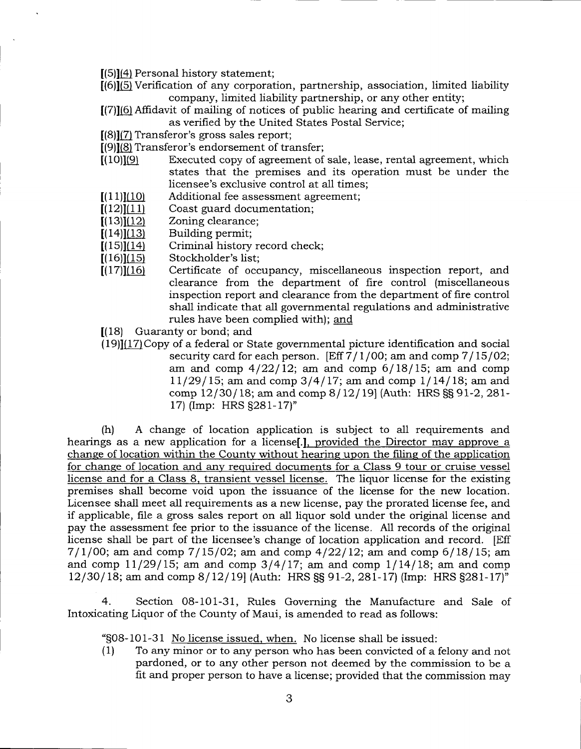[(5)][(4) Personal history statement;

[(6)][(5) Verification of any corporation, partnership, association, limited liability company, limited liability partnership, or any other entity;

[(7)][(6) Affidavit of mailing of notices of public hearing and certificate of mailing as verified by the United States Postal Service;

[(8)][(7) Transferor's gross sales report;

[(9)][(8) Transferor's endorsement of transfer;

[(10)][(9) Executed copy of agreement of sale, lease, rental agreement, which states that the premises and its operation must be under the licensee's exclusive control at all times;

[(11)][(10) Additional fee assessment agreement;

[(12)][(11) Coast guard documentation;

[(13)][(12) Zoning clearance;

[(14)][(13) Building permit;

[(15)][(14) Criminal history record check;

[(16)][(15) Stockholder's list;

[(17)][(16) Certificate of occupancy, miscellaneous inspection report, and clearance from the department of fire control (miscellaneous inspection report and clearance from the department of fire control shall indicate that all governmental regulations and administrative rules have been complied with); and

[(18) Guaranty or bond; and

(19)][(17) Copy of a federal or State governmental picture identification and social security card for each person. [Eff 7/1/00; am and comp 7/15/02; am and comp 4/22/12; am and comp 6/18/15; am and comp 11/29/15; am and comp 3/4/17; am and comp 1/14/18; am and comp 12/30/18; am and comp 8/12/19] (Auth: HRS §§ 91-2, 281-17) (Imp: HRS §281-17)"

(h) A change of location application is subject to all requirements and hearings as a new application for a license[.], provided the Director may approve a change of location within the County without hearing upon the filing of the application for change of location and any required documents for a Class 9 tour or cruise vessel license and for a Class 8, transient vessel license. The liquor license for the existing premises shall become void upon the issuance of the license for the new location. Licensee shall meet all requirements as a new license, pay the prorated license fee, and if applicable, file a gross sales report on all liquor sold under the original license and pay the assessment fee prior to the issuance of the license. All records of the original license shall be part of the licensee's change of location application and record. [Eff 7/1/00; am and comp 7/15/02; am and comp 4/22/12; am and comp 6/18/15; am and comp 11/29/15; am and comp 3/4/17; am and comp 1/14/18; am and comp 12/30/18; am and comp 8/12/19] (Auth: HRS §§ 91-2, 281-17) (Imp: HRS §281-17)"

4. Section 08-101-31, Rules Governing the Manufacture and Sale of Intoxicating Liquor of the County of Maui, is amended to read as follows:

"§08-101-31 No license issued, when. No license shall be issued:

(1) To any minor or to any person who has been convicted of a felony and not pardoned, or to any other person not deemed by the commission to be a fit and proper person to have a license; provided that the commission may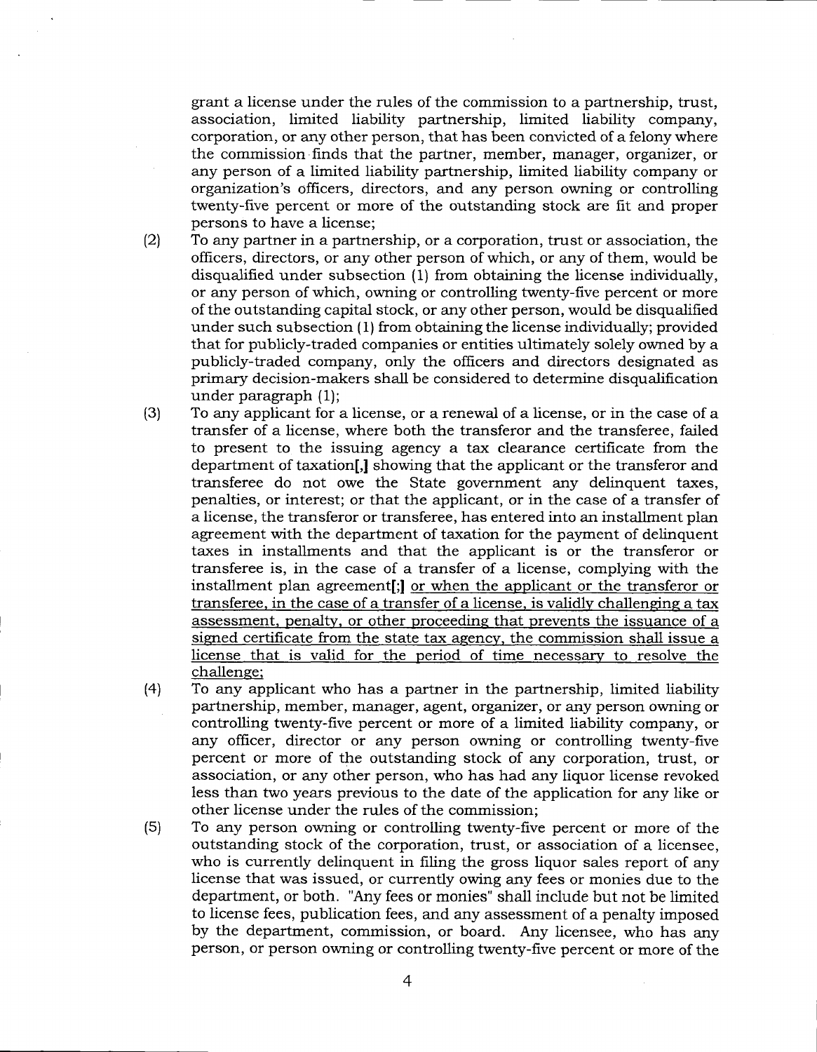grant a license under the rules of the commission to a partnership, trust, association, limited liability partnership, limited liability company, corporation, or any other person, that has been convicted of a felony where the commission finds that the partner, member, manager, organizer, or any person of a limited liability partnership, limited liability company or organization's officers, directors, and any person owning or controlling twenty-five percent or more of the outstanding stock are fit and proper persons to have a license;

(2) To any partner in a partnership, or a corporation, trust or association, the officers, directors, or any other person of which, or any of them, would be disqualified under subsection (1) from obtaining the license individually, or any person of which, owning or controlling twenty-five percent or more of the outstanding capital stock, or any other person, would be disqualified under such subsection (1) from obtaining the license individually; provided that for publicly-traded companies or entities ultimately solely owned by a publicly-traded company, only the officers and directors designated as primary decision-makers shall be considered to determine disqualification under paragraph (1);

(3) To any applicant for a license, or a renewal of a license, or in the case of a transfer of a license, where both the transferor and the transferee, failed to present to the issuing agency a tax clearance certificate from the department of taxation[,] showing that the applicant or the transferor and transferee do not owe the State government any delinquent taxes, penalties, or interest; or that the applicant, or in the case of a transfer of a license, the transferor or transferee, has entered into an installment plan agreement with the department of taxation for the payment of delinquent taxes in installments and that the applicant is or the transferor or transferee is, in the case of a transfer of a license, complying with the installment plan agreement[;] <u>or when the applicant or the transferor or transferee, in the case of a transfer of a license, is validly challenging a tax assessment, penalty, or other proceeding that prevents the issuance of a signed certificate from the state tax agency, the commission shall issue a license that is valid for the period of time necessary to resolve the challenge;</u>

(4) To any applicant who has a partner in the partnership, limited liability partnership, member, manager, agent, organizer, or any person owning or controlling twenty-five percent or more of a limited liability company, or any officer, director or any person owning or controlling twenty-five percent or more of the outstanding stock of any corporation, trust, or association, or any other person, who has had any liquor license revoked less than two years previous to the date of the application for any like or other license under the rules of the commission;

(5) To any person owning or controlling twenty-five percent or more of the outstanding stock of the corporation, trust, or association of a licensee, who is currently delinquent in filing the gross liquor sales report of any license that was issued, or currently owing any fees or monies due to the department, or both. "Any fees or monies" shall include but not be limited to license fees, publication fees, and any assessment of a penalty imposed by the department, commission, or board. Any licensee, who has any person, or person owning or controlling twenty-five percent or more of the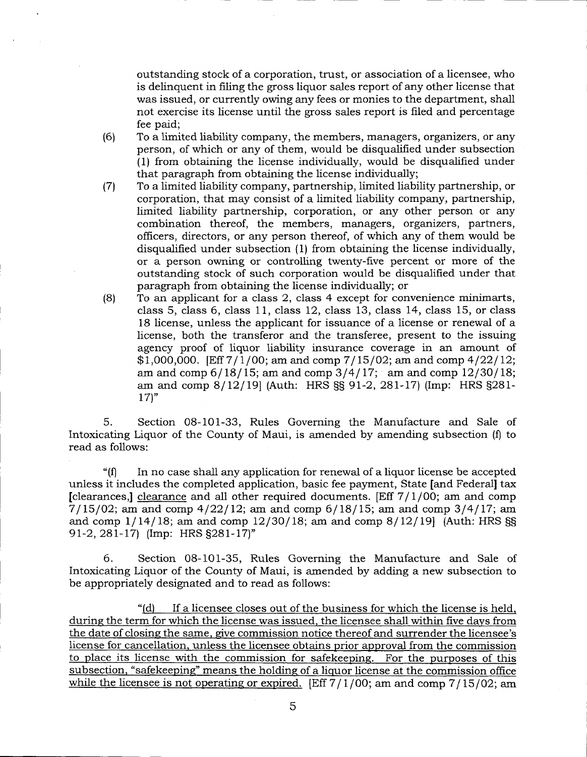outstanding stock of a corporation, trust, or association of a licensee, who is delinquent in filing the gross liquor sales report of any other license that was issued, or currently owing any fees or monies to the department, shall not exercise its license until the gross sales report is filed and percentage fee paid;

(6) To a limited liability company, the members, managers, organizers, or any person, of which or any of them, would be disqualified under subsection (1) from obtaining the license individually, would be disqualified under that paragraph from obtaining the license individually;

(7) To a limited liability company, partnership, limited liability partnership, or corporation, that may consist of a limited liability company, partnership, limited liability partnership, corporation, or any other person or any combination thereof, the members, managers, organizers, partners, officers, directors, or any person thereof, of which any of them would be disqualified under subsection (1) from obtaining the license individually, or a person owning or controlling twenty-five percent or more of the outstanding stock of such corporation would be disqualified under that paragraph from obtaining the license individually; or

(8) To an applicant for a class 2, class 4 except for convenience minimarts, class 5, class 6, class 11, class 12, class 13, class 14, class 15, or class 18 license, unless the applicant for issuance of a license or renewal of a license, both the transferor and the transferee, present to the issuing agency proof of liquor liability insurance coverage in an amount of $1,000,000. [Eff 7/1/00; am and comp 7/15/02; am and comp 4/22/12; am and comp 6/18/15; am and comp 3/4/17; am and comp 12/30/18; am and comp 8/12/19] (Auth: HRS §§ 91-2, 281-17) (Imp: HRS §281-17)"

5. Section 08-101-33, Rules Governing the Manufacture and Sale of Intoxicating Liquor of the County of Maui, is amended by amending subsection (f) to read as follows:

"(f) In no case shall any application for renewal of a liquor license be accepted unless it includes the completed application, basic fee payment, State [and Federal] tax [clearances,] <u>clearance</u> and all other required documents. [Eff 7/1/00; am and comp 7/15/02; am and comp 4/22/12; am and comp 6/18/15; am and comp 3/4/17; am and comp 1/14/18; am and comp 12/30/18; am and comp 8/12/19] (Auth: HRS §§ 91-2, 281-17) (Imp: HRS §281-17)"

6. Section 08-101-35, Rules Governing the Manufacture and Sale of Intoxicating Liquor of the County of Maui, is amended by adding a new subsection to be appropriately designated and to read as follows:

"<u>(d) If a licensee closes out of the business for which the license is held, during the term for which the license was issued, the licensee shall within five days from the date of closing the same, give commission notice thereof and surrender the licensee's license for cancellation, unless the licensee obtains prior approval from the commission to place its license with the commission for safekeeping. For the purposes of this subsection, "safekeeping" means the holding of a liquor license at the commission office while the licensee is not operating or expired.</u> [Eff 7/1/00; am and comp 7/15/02; am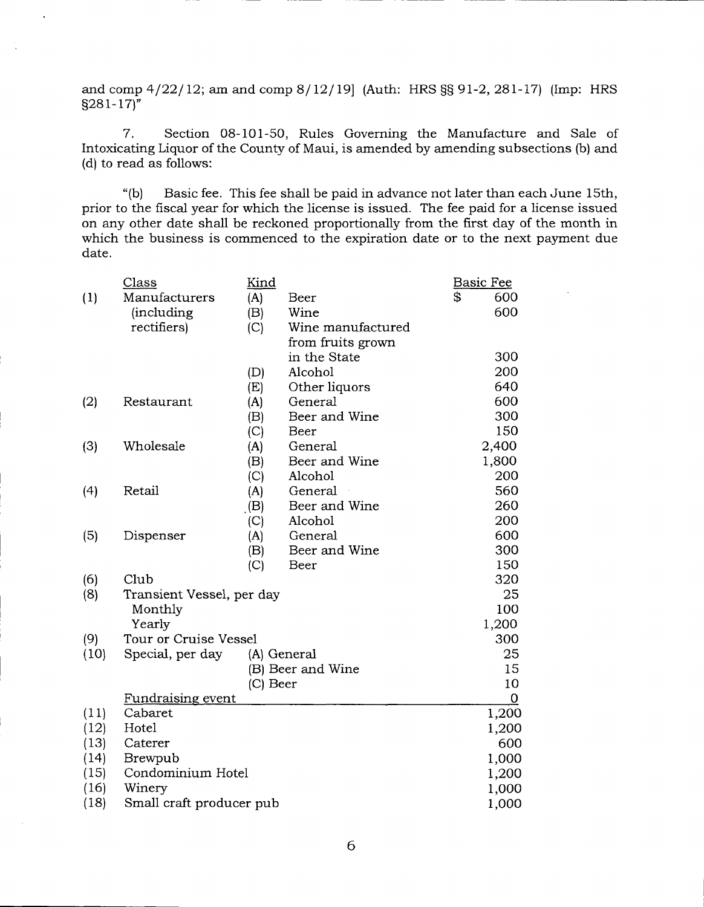and comp 4/22/12; am and comp 8/12/19] (Auth: HRS §§ 91-2, 281-17) (Imp: HRS §281-17)"

7. Section 08-101-50, Rules Governing the Manufacture and Sale of Intoxicating Liquor of the County of Maui, is amended by amending subsections (b) and (d) to read as follows:

"(b) Basic fee. This fee shall be paid in advance not later than each June 15th, prior to the fiscal year for which the license is issued. The fee paid for a license issued on any other date shall be reckoned proportionally from the first day of the month in which the business is commenced to the expiration date or to the next payment due date.

| | Class | Kind | | Basic Fee |
|---|---|---|---|---|
| (1) | Manufacturers (including rectifiers) | (A) | Beer | $ 600 |
| | | (B) | Wine | 600 |
| | | (C) | Wine manufactured from fruits grown in the State | 300 |
| | | (D) | Alcohol | 200 |
| | | (E) | Other liquors | 640 |
| (2) | Restaurant | (A) | General | 600 |
| | | (B) | Beer and Wine | 300 |
| | | (C) | Beer | 150 |
| (3) | Wholesale | (A) | General | 2,400 |
| | | (B) | Beer and Wine | 1,800 |
| | | (C) | Alcohol | 200 |
| (4) | Retail | (A) | General | 560 |
| | | (B) | Beer and Wine | 260 |
| | | (C) | Alcohol | 200 |
| (5) | Dispenser | (A) | General | 600 |
| | | (B) | Beer and Wine | 300 |
| | | (C) | Beer | 150 |
| (6) | Club | | | 320 |
| (8) | Transient Vessel, per day | | | 25 |
| | Monthly | | | 100 |
| | Yearly | | | 1,200 |
| (9) | Tour or Cruise Vessel | | | 300 |
| (10) | Special, per day | (A) | General | 25 |
| | | (B) | Beer and Wine | 15 |
| | | (C) | Beer | 10 |
| | <u>Fundraising event</u> | | | <u>0</u> |
| (11) | Cabaret | | | 1,200 |
| (12) | Hotel | | | 1,200 |
| (13) | Caterer | | | 600 |
| (14) | Brewpub | | | 1,000 |
| (15) | Condominium Hotel | | | 1,200 |
| (16) | Winery | | | 1,000 |
| (18) | Small craft producer pub | | | 1,000 |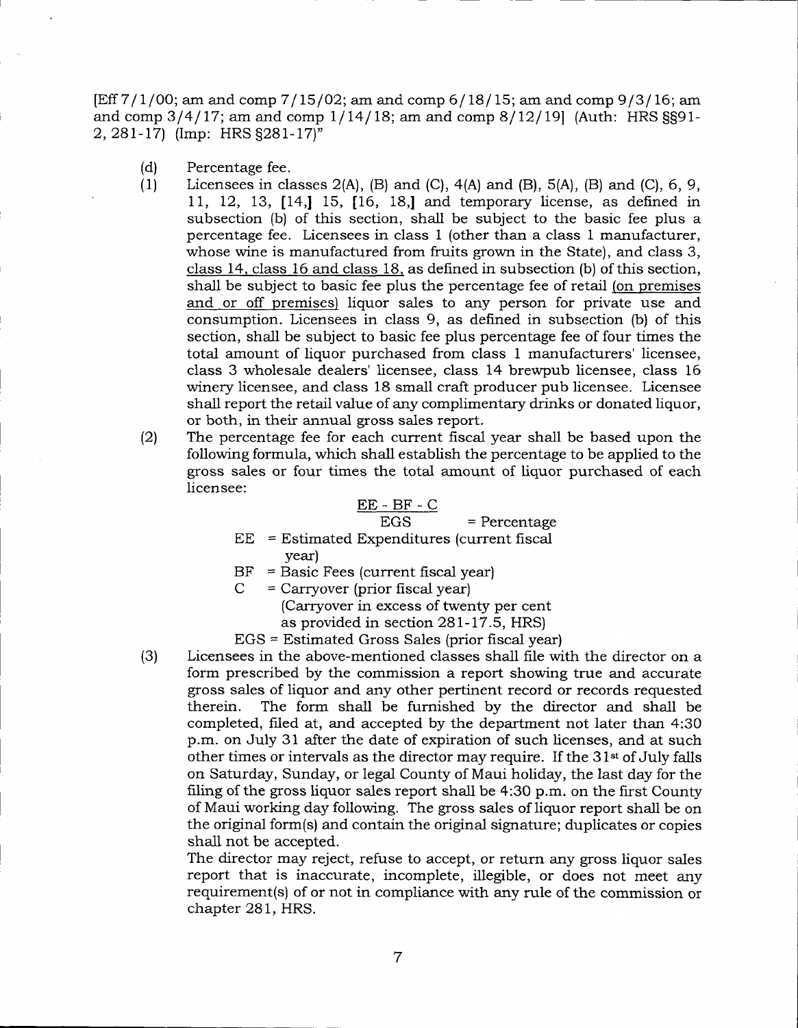[Eff 7/1/00; am and comp 7/15/02; am and comp 6/18/15; am and comp 9/3/16; am and comp 3/4/17; am and comp 1/14/18; am and comp 8/12/19] (Auth: HRS §§91-2, 281-17) (Imp: HRS §281-17)"

(d) Percentage fee.

(1) Licensees in classes 2(A), (B) and (C), 4(A) and (B), 5(A), (B) and (C), 6, 9, 11, 12, 13, [14,] 15, [16, 18,] and temporary license, as defined in subsection (b) of this section, shall be subject to the basic fee plus a percentage fee. Licensees in class 1 (other than a class 1 manufacturer, whose wine is manufactured from fruits grown in the State), and class 3, class 14, class 16 and class 18, as defined in subsection (b) of this section, shall be subject to basic fee plus the percentage fee of retail (on premises and or off premises) liquor sales to any person for private use and consumption. Licensees in class 9, as defined in subsection (b) of this section, shall be subject to basic fee plus percentage fee of four times the total amount of liquor purchased from class 1 manufacturers' licensee, class 3 wholesale dealers' licensee, class 14 brewpub licensee, class 16 winery licensee, and class 18 small craft producer pub licensee. Licensee shall report the retail value of any complimentary drinks or donated liquor, or both, in their annual gross sales report.

(2) The percentage fee for each current fiscal year shall be based upon the following formula, which shall establish the percentage to be applied to the gross sales or four times the total amount of liquor purchased of each licensee:

$$\frac{EE - BF - C}{EGS} = \text{Percentage}$$

EE = Estimated Expenditures (current fiscal year)

BF = Basic Fees (current fiscal year)

C = Carryover (prior fiscal year) (Carryover in excess of twenty per cent as provided in section 281-17.5, HRS)

EGS = Estimated Gross Sales (prior fiscal year)

(3) Licensees in the above-mentioned classes shall file with the director on a form prescribed by the commission a report showing true and accurate gross sales of liquor and any other pertinent record or records requested therein. The form shall be furnished by the director and shall be completed, filed at, and accepted by the department not later than 4:30 p.m. on July 31 after the date of expiration of such licenses, and at such other times or intervals as the director may require. If the 31st of July falls on Saturday, Sunday, or legal County of Maui holiday, the last day for the filing of the gross liquor sales report shall be 4:30 p.m. on the first County of Maui working day following. The gross sales of liquor report shall be on the original form(s) and contain the original signature; duplicates or copies shall not be accepted.

The director may reject, refuse to accept, or return any gross liquor sales report that is inaccurate, incomplete, illegible, or does not meet any requirement(s) of or not in compliance with any rule of the commission or chapter 281, HRS.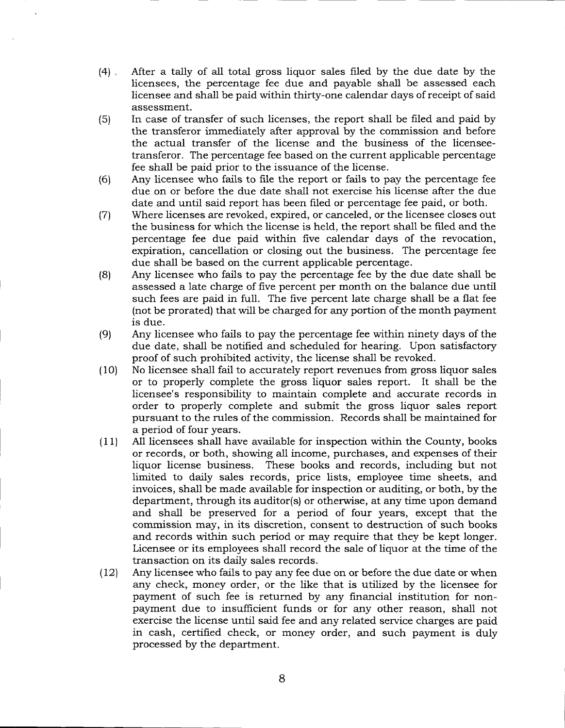(4) After a tally of all total gross liquor sales filed by the due date by the licensees, the percentage fee due and payable shall be assessed each licensee and shall be paid within thirty-one calendar days of receipt of said assessment.

(5) In case of transfer of such licenses, the report shall be filed and paid by the transferor immediately after approval by the commission and before the actual transfer of the license and the business of the licensee-transferor. The percentage fee based on the current applicable percentage fee shall be paid prior to the issuance of the license.

(6) Any licensee who fails to file the report or fails to pay the percentage fee due on or before the due date shall not exercise his license after the due date and until said report has been filed or percentage fee paid, or both.

(7) Where licenses are revoked, expired, or canceled, or the licensee closes out the business for which the license is held, the report shall be filed and the percentage fee due paid within five calendar days of the revocation, expiration, cancellation or closing out the business. The percentage fee due shall be based on the current applicable percentage.

(8) Any licensee who fails to pay the percentage fee by the due date shall be assessed a late charge of five percent per month on the balance due until such fees are paid in full. The five percent late charge shall be a flat fee (not be prorated) that will be charged for any portion of the month payment is due.

(9) Any licensee who fails to pay the percentage fee within ninety days of the due date, shall be notified and scheduled for hearing. Upon satisfactory proof of such prohibited activity, the license shall be revoked.

(10) No licensee shall fail to accurately report revenues from gross liquor sales or to properly complete the gross liquor sales report. It shall be the licensee's responsibility to maintain complete and accurate records in order to properly complete and submit the gross liquor sales report pursuant to the rules of the commission. Records shall be maintained for a period of four years.

(11) All licensees shall have available for inspection within the County, books or records, or both, showing all income, purchases, and expenses of their liquor license business. These books and records, including but not limited to daily sales records, price lists, employee time sheets, and invoices, shall be made available for inspection or auditing, or both, by the department, through its auditor(s) or otherwise, at any time upon demand and shall be preserved for a period of four years, except that the commission may, in its discretion, consent to destruction of such books and records within such period or may require that they be kept longer. Licensee or its employees shall record the sale of liquor at the time of the transaction on its daily sales records.

(12) Any licensee who fails to pay any fee due on or before the due date or when any check, money order, or the like that is utilized by the licensee for payment of such fee is returned by any financial institution for non-payment due to insufficient funds or for any other reason, shall not exercise the license until said fee and any related service charges are paid in cash, certified check, or money order, and such payment is duly processed by the department.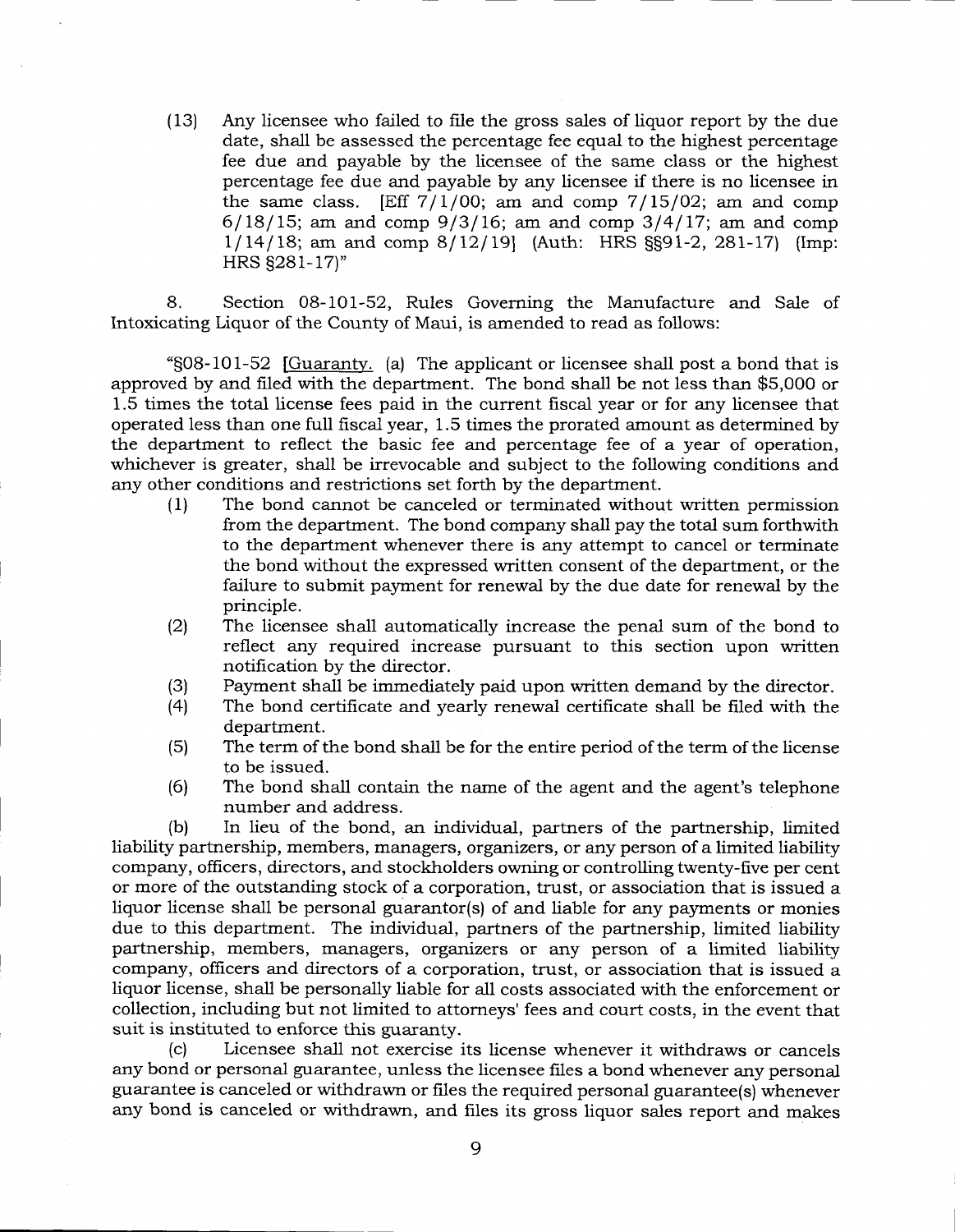(13) Any licensee who failed to file the gross sales of liquor report by the due date, shall be assessed the percentage fee equal to the highest percentage fee due and payable by the licensee of the same class or the highest percentage fee due and payable by any licensee if there is no licensee in the same class. [Eff 7/1/00; am and comp 7/15/02; am and comp 6/18/15; am and comp 9/3/16; am and comp 3/4/17; am and comp 1/14/18; am and comp 8/12/19] (Auth: HRS §§91-2, 281-17) (Imp: HRS §281-17)"

8. Section 08-101-52, Rules Governing the Manufacture and Sale of Intoxicating Liquor of the County of Maui, is amended to read as follows:

"§08-101-52 [Guaranty. (a) The applicant or licensee shall post a bond that is approved by and filed with the department. The bond shall be not less than $5,000 or 1.5 times the total license fees paid in the current fiscal year or for any licensee that operated less than one full fiscal year, 1.5 times the prorated amount as determined by the department to reflect the basic fee and percentage fee of a year of operation, whichever is greater, shall be irrevocable and subject to the following conditions and any other conditions and restrictions set forth by the department.

(1) The bond cannot be canceled or terminated without written permission from the department. The bond company shall pay the total sum forthwith to the department whenever there is any attempt to cancel or terminate the bond without the expressed written consent of the department, or the failure to submit payment for renewal by the due date for renewal by the principle.

(2) The licensee shall automatically increase the penal sum of the bond to reflect any required increase pursuant to this section upon written notification by the director.

(3) Payment shall be immediately paid upon written demand by the director.

(4) The bond certificate and yearly renewal certificate shall be filed with the department.

(5) The term of the bond shall be for the entire period of the term of the license to be issued.

(6) The bond shall contain the name of the agent and the agent's telephone number and address.

(b) In lieu of the bond, an individual, partners of the partnership, limited liability partnership, members, managers, organizers, or any person of a limited liability company, officers, directors, and stockholders owning or controlling twenty-five per cent or more of the outstanding stock of a corporation, trust, or association that is issued a liquor license shall be personal guarantor(s) of and liable for any payments or monies due to this department. The individual, partners of the partnership, limited liability partnership, members, managers, organizers or any person of a limited liability company, officers and directors of a corporation, trust, or association that is issued a liquor license, shall be personally liable for all costs associated with the enforcement or collection, including but not limited to attorneys' fees and court costs, in the event that suit is instituted to enforce this guaranty.

(c) Licensee shall not exercise its license whenever it withdraws or cancels any bond or personal guarantee, unless the licensee files a bond whenever any personal guarantee is canceled or withdrawn or files the required personal guarantee(s) whenever any bond is canceled or withdrawn, and files its gross liquor sales report and makes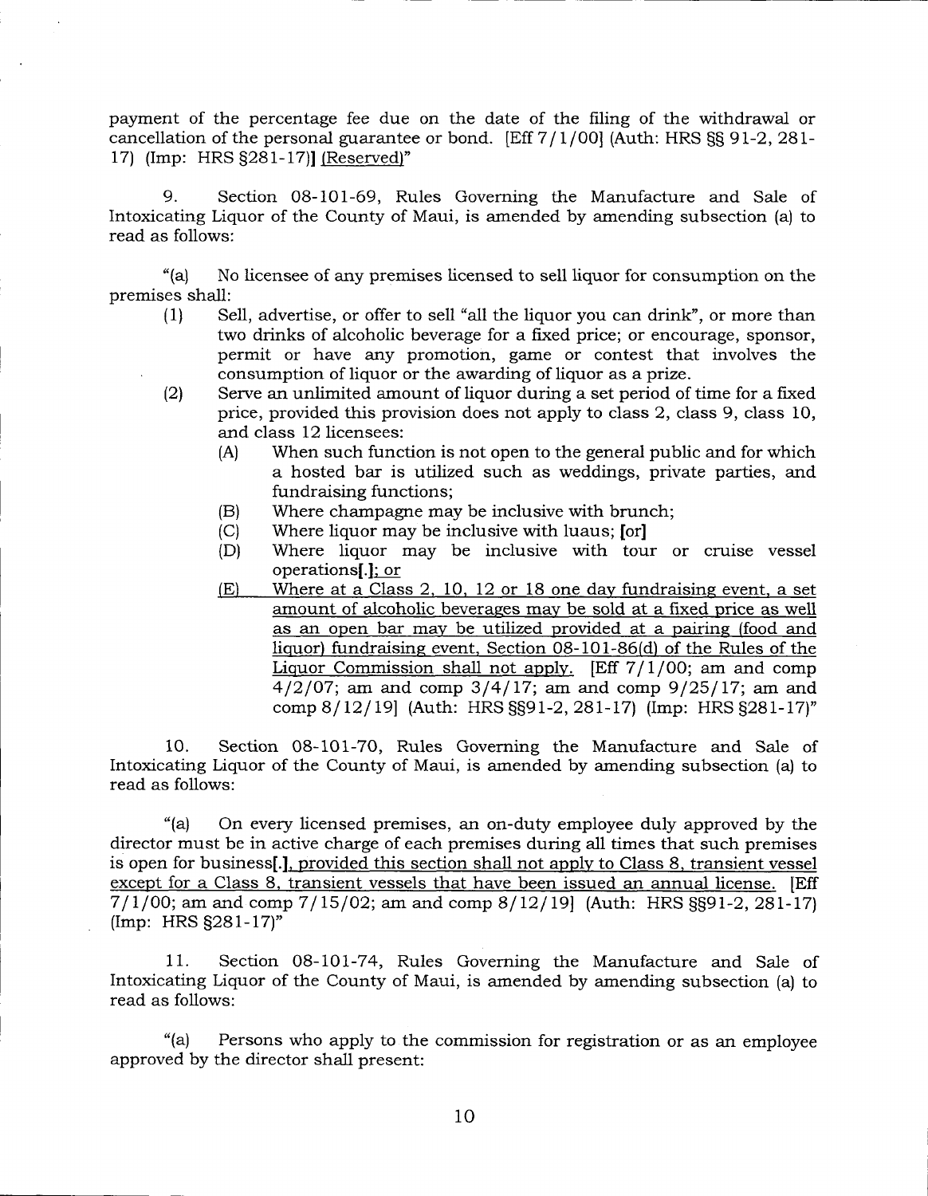payment of the percentage fee due on the date of the filing of the withdrawal or cancellation of the personal guarantee or bond. [Eff 7/1/00] (Auth: HRS §§ 91-2, 281-17) (Imp: HRS §281-17)] (Reserved)"

9. Section 08-101-69, Rules Governing the Manufacture and Sale of Intoxicating Liquor of the County of Maui, is amended by amending subsection (a) to read as follows:

"(a) No licensee of any premises licensed to sell liquor for consumption on the premises shall:

(1) Sell, advertise, or offer to sell "all the liquor you can drink", or more than two drinks of alcoholic beverage for a fixed price; or encourage, sponsor, permit or have any promotion, game or contest that involves the consumption of liquor or the awarding of liquor as a prize.

(2) Serve an unlimited amount of liquor during a set period of time for a fixed price, provided this provision does not apply to class 2, class 9, class 10, and class 12 licensees:

(A) When such function is not open to the general public and for which a hosted bar is utilized such as weddings, private parties, and fundraising functions;

(B) Where champagne may be inclusive with brunch;

(C) Where liquor may be inclusive with luaus; [or]

(D) Where liquor may be inclusive with tour or cruise vessel operations[.]; or

(E) Where at a Class 2, 10, 12 or 18 one day fundraising event, a set amount of alcoholic beverages may be sold at a fixed price as well as an open bar may be utilized provided at a pairing (food and liquor) fundraising event, Section 08-101-86(d) of the Rules of the Liquor Commission shall not apply. [Eff 7/1/00; am and comp 4/2/07; am and comp 3/4/17; am and comp 9/25/17; am and comp 8/12/19] (Auth: HRS §§91-2, 281-17) (Imp: HRS §281-17)"

10. Section 08-101-70, Rules Governing the Manufacture and Sale of Intoxicating Liquor of the County of Maui, is amended by amending subsection (a) to read as follows:

"(a) On every licensed premises, an on-duty employee duly approved by the director must be in active charge of each premises during all times that such premises is open for business[.], provided this section shall not apply to Class 8, transient vessel except for a Class 8, transient vessels that have been issued an annual license. [Eff 7/1/00; am and comp 7/15/02; am and comp 8/12/19] (Auth: HRS §§91-2, 281-17) (Imp: HRS §281-17)"

11. Section 08-101-74, Rules Governing the Manufacture and Sale of Intoxicating Liquor of the County of Maui, is amended by amending subsection (a) to read as follows:

"(a) Persons who apply to the commission for registration or as an employee approved by the director shall present: